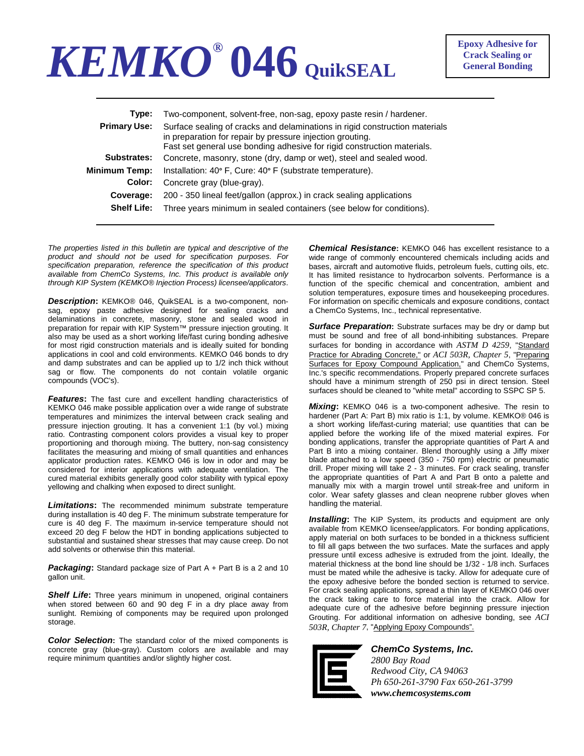# *KEMKO*® 046 QuikSEAL

**Epoxy Adhesive for Crack Sealing or General Bonding**

| | |
|---|---|
| **Type:** | Two-component, solvent-free, non-sag, epoxy paste resin / hardener. |
| **Primary Use:** | Surface sealing of cracks and delaminations in rigid construction materials in preparation for repair by pressure injection grouting. Fast set general use bonding adhesive for rigid construction materials. |
| **Substrates:** | Concrete, masonry, stone (dry, damp or wet), steel and sealed wood. |
| **Minimum Temp:** | Installation: 40° F, Cure: 40° F (substrate temperature). |
| **Color:** | Concrete gray (blue-gray). |
| **Coverage:** | 200 - 350 lineal feet/gallon (approx.) in crack sealing applications |
| **Shelf Life:** | Three years minimum in sealed containers (see below for conditions). |

*The properties listed in this bulletin are typical and descriptive of the product and should not be used for specification purposes. For specification preparation, reference the specification of this product available from ChemCo Systems, Inc. This product is available only through KIP System (KEMKO® Injection Process) licensee/applicators.*

***Description*:** KEMKO® 046, QuikSEAL is a two-component, non-sag, epoxy paste adhesive designed for sealing cracks and delaminations in concrete, masonry, stone and sealed wood in preparation for repair with KIP System™ pressure injection grouting. It also may be used as a short working life/fast curing bonding adhesive for most rigid construction materials and is ideally suited for bonding applications in cool and cold environments. KEMKO 046 bonds to dry and damp substrates and can be applied up to 1/2 inch thick without sag or flow. The components do not contain volatile organic compounds (VOC's).

***Features*:** The fast cure and excellent handling characteristics of KEMKO 046 make possible application over a wide range of substrate temperatures and minimizes the interval between crack sealing and pressure injection grouting. It has a convenient 1:1 (by vol.) mixing ratio. Contrasting component colors provides a visual key to proper proportioning and thorough mixing. The buttery, non-sag consistency facilitates the measuring and mixing of small quantities and enhances applicator production rates. KEMKO 046 is low in odor and may be considered for interior applications with adequate ventilation. The cured material exhibits generally good color stability with typical epoxy yellowing and chalking when exposed to direct sunlight.

***Limitations*:** The recommended minimum substrate temperature during installation is 40 deg F. The minimum substrate temperature for cure is 40 deg F. The maximum in-service temperature should not exceed 20 deg F below the HDT in bonding applications subjected to substantial and sustained shear stresses that may cause creep. Do not add solvents or otherwise thin this material.

***Packaging*:** Standard package size of Part A + Part B is a 2 and 10 gallon unit.

***Shelf Life*:** Three years minimum in unopened, original containers when stored between 60 and 90 deg F in a dry place away from sunlight. Remixing of components may be required upon prolonged storage.

***Color Selection*:** The standard color of the mixed components is concrete gray (blue-gray). Custom colors are available and may require minimum quantities and/or slightly higher cost.

***Chemical Resistance*:** KEMKO 046 has excellent resistance to a wide range of commonly encountered chemicals including acids and bases, aircraft and automotive fluids, petroleum fuels, cutting oils, etc. It has limited resistance to hydrocarbon solvents. Performance is a function of the specific chemical and concentration, ambient and solution temperatures, exposure times and housekeeping procedures. For information on specific chemicals and exposure conditions, contact a ChemCo Systems, Inc., technical representative.

***Surface Preparation*:** Substrate surfaces may be dry or damp but must be sound and free of all bond-inhibiting substances. Prepare surfaces for bonding in accordance with *ASTM D 4259*, "Standard Practice for Abrading Concrete," or *ACI 503R, Chapter 5*, "Preparing Surfaces for Epoxy Compound Application," and ChemCo Systems, Inc.'s specific recommendations. Properly prepared concrete surfaces should have a minimum strength of 250 psi in direct tension. Steel surfaces should be cleaned to "white metal" according to SSPC SP 5.

***Mixing*:** KEMKO 046 is a two-component adhesive. The resin to hardener (Part A: Part B) mix ratio is 1:1, by volume. KEMKO® 046 is a short working life/fast-curing material; use quantities that can be applied before the working life of the mixed material expires. For bonding applications, transfer the appropriate quantities of Part A and Part B into a mixing container. Blend thoroughly using a Jiffy mixer blade attached to a low speed (350 - 750 rpm) electric or pneumatic drill. Proper mixing will take 2 - 3 minutes. For crack sealing, transfer the appropriate quantities of Part A and Part B onto a palette and manually mix with a margin trowel until streak-free and uniform in color. Wear safety glasses and clean neoprene rubber gloves when handling the material.

***Installing*:** The KIP System, its products and equipment are only available from KEMKO licensee/applicators. For bonding applications, apply material on both surfaces to be bonded in a thickness sufficient to fill all gaps between the two surfaces. Mate the surfaces and apply pressure until excess adhesive is extruded from the joint. Ideally, the material thickness at the bond line should be 1/32 - 1/8 inch. Surfaces must be mated while the adhesive is tacky. Allow for adequate cure of the epoxy adhesive before the bonded section is returned to service. For crack sealing applications, spread a thin layer of KEMKO 046 over the crack taking care to force material into the crack. Allow for adequate cure of the adhesive before beginning pressure injection Grouting. For additional information on adhesive bonding, see *ACI 503R, Chapter 7*, "Applying Epoxy Compounds".

***ChemCo Systems, Inc.***
*2800 Bay Road*
*Redwood City, CA 94063*
*Ph 650-261-3790 Fax 650-261-3799*
***www.chemcosystems.com***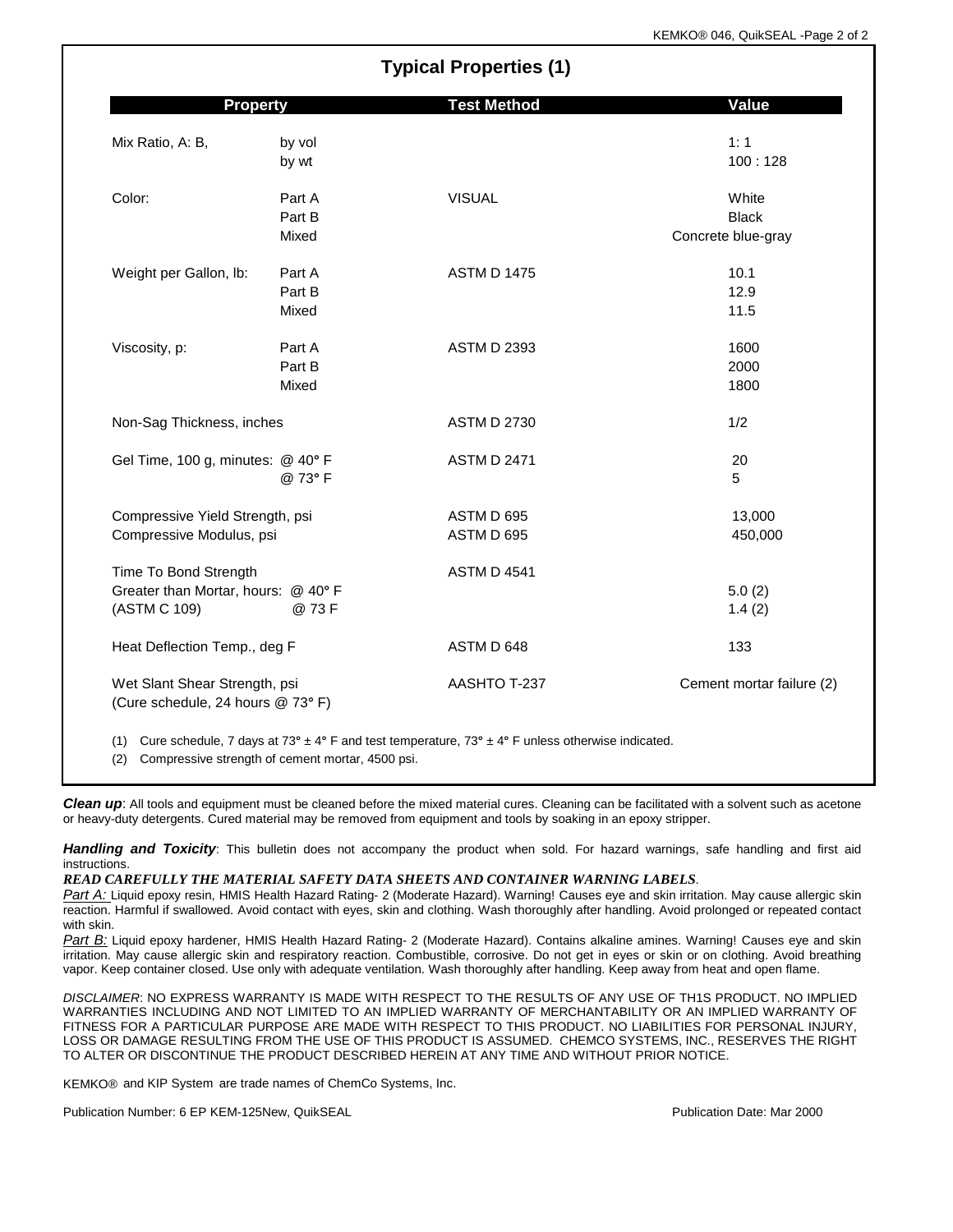## Typical Properties (1)

| Property | | Test Method | Value |
|---|---|---|---|
| Mix Ratio, A: B, | by vol | | 1: 1 |
| | by wt | | 100 : 128 |
| Color: | Part A | VISUAL | White |
| | Part B | | Black |
| | Mixed | | Concrete blue-gray |
| Weight per Gallon, lb: | Part A | ASTM D 1475 | 10.1 |
| | Part B | | 12.9 |
| | Mixed | | 11.5 |
| Viscosity, p: | Part A | ASTM D 2393 | 1600 |
| | Part B | | 2000 |
| | Mixed | | 1800 |
| Non-Sag Thickness, inches | | ASTM D 2730 | 1/2 |
| Gel Time, 100 g, minutes: | @ 40° F | ASTM D 2471 | 20 |
| | @ 73° F | | 5 |
| Compressive Yield Strength, psi | | ASTM D 695 | 13,000 |
| Compressive Modulus, psi | | ASTM D 695 | 450,000 |
| Time To Bond Strength | | ASTM D 4541 | |
| Greater than Mortar, hours: | @ 40° F | | 5.0 (2) |
| (ASTM C 109) | @ 73 F | | 1.4 (2) |
| Heat Deflection Temp., deg F | | ASTM D 648 | 133 |
| Wet Slant Shear Strength, psi (Cure schedule, 24 hours @ 73° F) | | AASHTO T-237 | Cement mortar failure (2) |

(1) Cure schedule, 7 days at 73° ± 4° F and test temperature, 73° ± 4° F unless otherwise indicated.

(2) Compressive strength of cement mortar, 4500 psi.

***Clean up***: All tools and equipment must be cleaned before the mixed material cures. Cleaning can be facilitated with a solvent such as acetone or heavy-duty detergents. Cured material may be removed from equipment and tools by soaking in an epoxy stripper.

***Handling and Toxicity***: This bulletin does not accompany the product when sold. For hazard warnings, safe handling and first aid instructions.

***READ CAREFULLY THE MATERIAL SAFETY DATA SHEETS AND CONTAINER WARNING LABELS***.

*Part A:* Liquid epoxy resin, HMIS Health Hazard Rating- 2 (Moderate Hazard). Warning! Causes eye and skin irritation. May cause allergic skin reaction. Harmful if swallowed. Avoid contact with eyes, skin and clothing. Wash thoroughly after handling. Avoid prolonged or repeated contact with skin.

*Part B:* Liquid epoxy hardener, HMIS Health Hazard Rating- 2 (Moderate Hazard). Contains alkaline amines. Warning! Causes eye and skin irritation. May cause allergic skin and respiratory reaction. Combustible, corrosive. Do not get in eyes or skin or on clothing. Avoid breathing vapor. Keep container closed. Use only with adequate ventilation. Wash thoroughly after handling. Keep away from heat and open flame.

*DISCLAIMER*: NO EXPRESS WARRANTY IS MADE WITH RESPECT TO THE RESULTS OF ANY USE OF TH1S PRODUCT. NO IMPLIED WARRANTIES INCLUDING AND NOT LIMITED TO AN IMPLIED WARRANTY OF MERCHANTABILITY OR AN IMPLIED WARRANTY OF FITNESS FOR A PARTICULAR PURPOSE ARE MADE WITH RESPECT TO THIS PRODUCT. NO LIABILITIES FOR PERSONAL INJURY, LOSS OR DAMAGE RESULTING FROM THE USE OF THIS PRODUCT IS ASSUMED. CHEMCO SYSTEMS, INC., RESERVES THE RIGHT TO ALTER OR DISCONTINUE THE PRODUCT DESCRIBED HEREIN AT ANY TIME AND WITHOUT PRIOR NOTICE.

KEMKO® and KIP System are trade names of ChemCo Systems, Inc.

Publication Number: 6 EP KEM-125New, QuikSEAL

Publication Date: Mar 2000